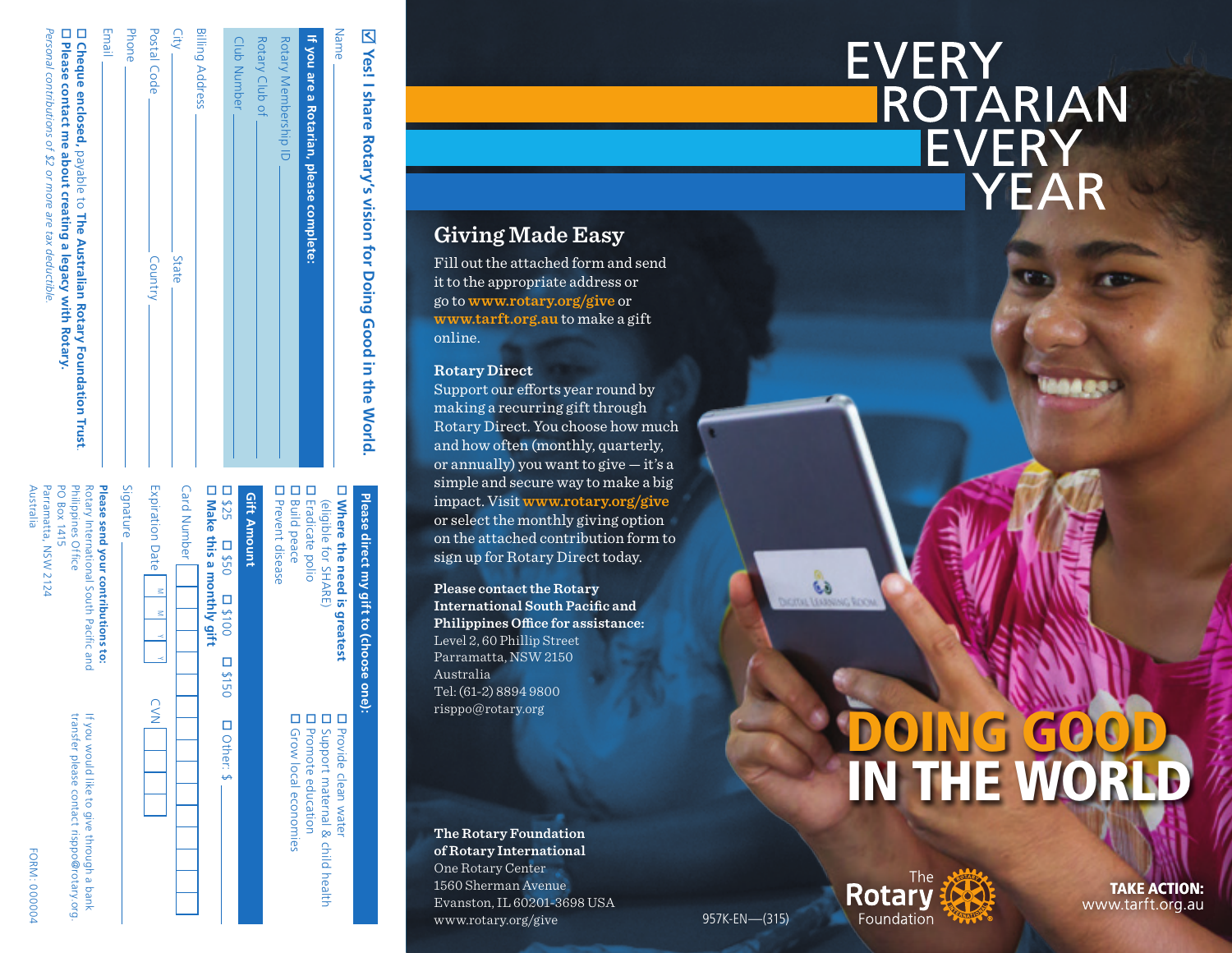☑ **Yes! I share Rotary's vision for Doing Good in the World.**

Name ______________________

**If you are a Rotarian, please complete:**

Rotary Membership ID ______________________

Rotary Club of ______________________

Club Number ______________________

Billing Address ______________________

City ______________________ State ______________________

Postal Code ______________________ Country ______________________

Phone ______________________

Email ______________________

☐ **Cheque enclosed,** payable to **The Australian Rotary Foundation Trust.**

☐ **Please contact me about creating a legacy with Rotary.**

*Personal contributions of $2 or more are tax deductible.*

**Please direct my gift to (choose one):**

- ☐ **Where the need is greatest** (eligible for SHARE)
- ☐ Eradicate polio
- ☐ Build peace
- ☐ Prevent disease
- ☐ Provide clean water
- ☐ Support maternal & child health
- ☐ Promote education
- ☐ Grow local economies

**Gift Amount**

☐ $25 ☐ $50 ☐ $100 ☐ $150 ☐ Other: $ ______

☐ **Make this a monthly gift**

Card Number ______________________

Expiration Date M M Y Y CVN ______

Signature ______________________

**Please send your contributions to:**
Rotary International South Pacific and Philippines Office
PO Box 1415
Parramatta, NSW 2124
Australia

If you would like to give through a bank transfer please contact risppo@rotary.org.

FORM: 000004

# EVERY ROTARIAN EVERY YEAR

## Giving Made Easy

Fill out the attached form and send it to the appropriate address or go to **www.rotary.org/give** or **www.tarft.org.au** to make a gift online.

### Rotary Direct

Support our efforts year round by making a recurring gift through Rotary Direct. You choose how much and how often (monthly, quarterly, or annually) you want to give — it's a simple and secure way to make a big impact. Visit **www.rotary.org/give** or select the monthly giving option on the attached contribution form to sign up for Rotary Direct today.

**Please contact the Rotary International South Pacific and Philippines Office for assistance:**
Level 2, 60 Phillip Street
Parramatta, NSW 2150
Australia
Tel: (61-2) 8894 9800
risppo@rotary.org

**The Rotary Foundation of Rotary International**
One Rotary Center
1560 Sherman Avenue
Evanston, IL 60201-3698 USA
www.rotary.org/give

957K-EN—(315)

# DOING GOOD IN THE WORLD

The Rotary Foundation

**TAKE ACTION:**
www.tarft.org.au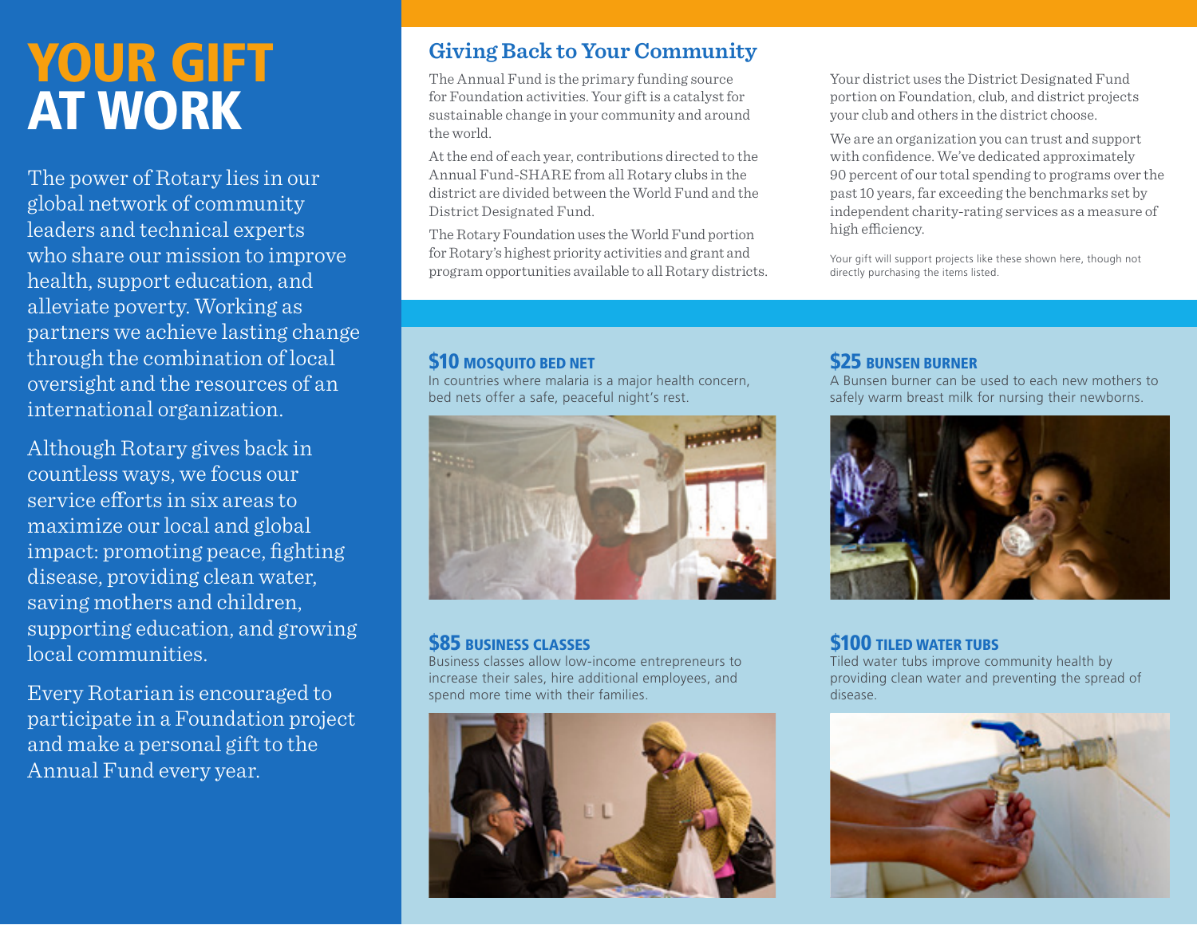# YOUR GIFT AT WORK

The power of Rotary lies in our global network of community leaders and technical experts who share our mission to improve health, support education, and alleviate poverty. Working as partners we achieve lasting change through the combination of local oversight and the resources of an international organization.

Although Rotary gives back in countless ways, we focus our service efforts in six areas to maximize our local and global impact: promoting peace, fighting disease, providing clean water, saving mothers and children, supporting education, and growing local communities.

Every Rotarian is encouraged to participate in a Foundation project and make a personal gift to the Annual Fund every year.

## Giving Back to Your Community

The Annual Fund is the primary funding source for Foundation activities. Your gift is a catalyst for sustainable change in your community and around the world.

At the end of each year, contributions directed to the Annual Fund-SHARE from all Rotary clubs in the district are divided between the World Fund and the District Designated Fund.

The Rotary Foundation uses the World Fund portion for Rotary's highest priority activities and grant and program opportunities available to all Rotary districts.

Your district uses the District Designated Fund portion on Foundation, club, and district projects your club and others in the district choose.

We are an organization you can trust and support with confidence. We've dedicated approximately 90 percent of our total spending to programs over the past 10 years, far exceeding the benchmarks set by independent charity-rating services as a measure of high efficiency.

Your gift will support projects like these shown here, though not directly purchasing the items listed.

### $10 MOSQUITO BED NET

In countries where malaria is a major health concern, bed nets offer a safe, peaceful night's rest.

### $25 BUNSEN BURNER

A Bunsen burner can be used to each new mothers to safely warm breast milk for nursing their newborns.

### $85 BUSINESS CLASSES

Business classes allow low-income entrepreneurs to increase their sales, hire additional employees, and spend more time with their families.

### $100 TILED WATER TUBS

Tiled water tubs improve community health by providing clean water and preventing the spread of disease.